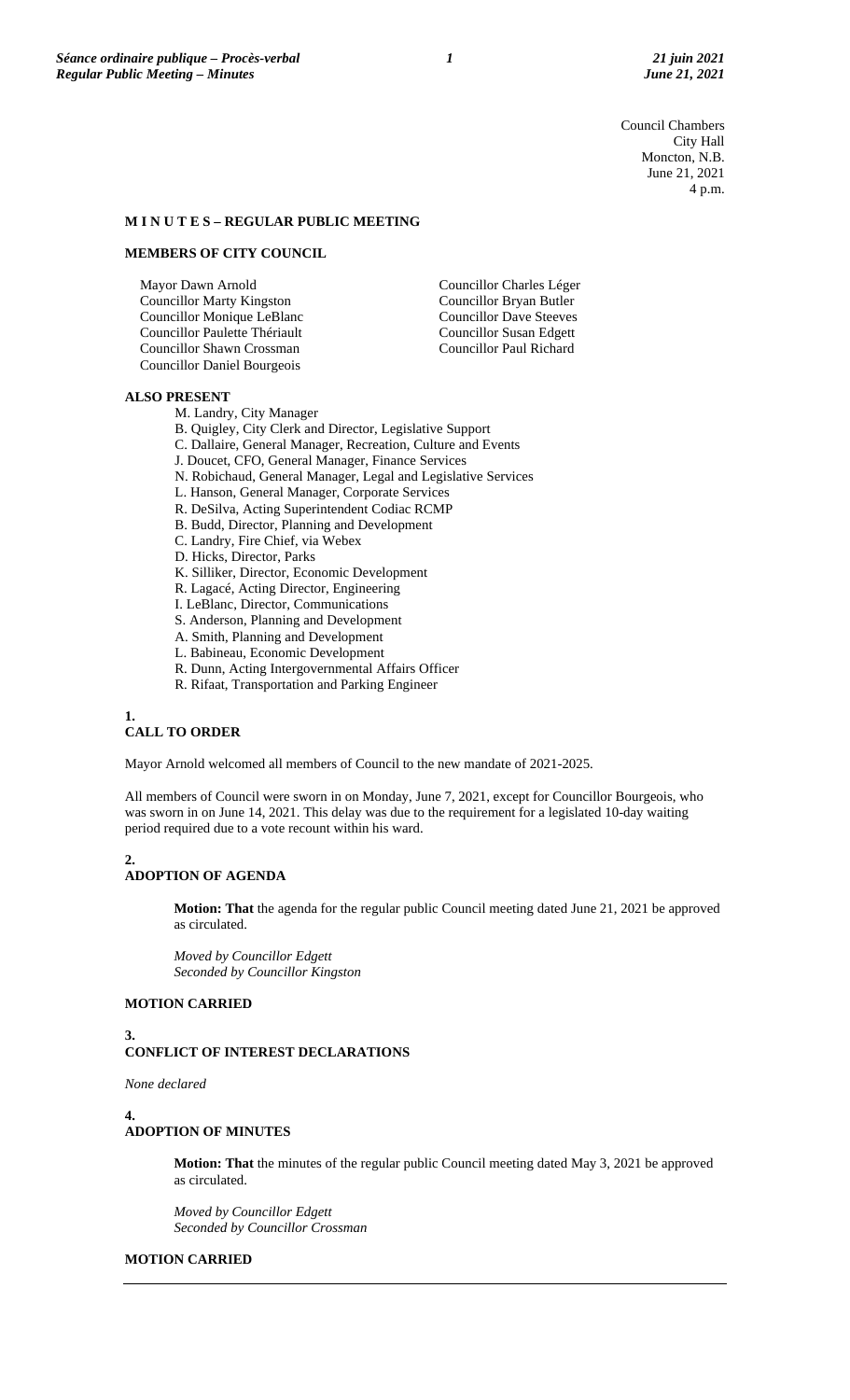Council Chambers
City Hall
Moncton, N.B.
June 21, 2021
4 p.m.

## M I N U T E S – REGULAR PUBLIC MEETING

### MEMBERS OF CITY COUNCIL

Mayor Dawn Arnold
Councillor Marty Kingston
Councillor Monique LeBlanc
Councillor Paulette Thériault
Councillor Shawn Crossman
Councillor Daniel Bourgeois
Councillor Charles Léger
Councillor Bryan Butler
Councillor Dave Steeves
Councillor Susan Edgett
Councillor Paul Richard

### ALSO PRESENT

M. Landry, City Manager
B. Quigley, City Clerk and Director, Legislative Support
C. Dallaire, General Manager, Recreation, Culture and Events
J. Doucet, CFO, General Manager, Finance Services
N. Robichaud, General Manager, Legal and Legislative Services
L. Hanson, General Manager, Corporate Services
R. DeSilva, Acting Superintendent Codiac RCMP
B. Budd, Director, Planning and Development
C. Landry, Fire Chief, via Webex
D. Hicks, Director, Parks
K. Silliker, Director, Economic Development
R. Lagacé, Acting Director, Engineering
I. LeBlanc, Director, Communications
S. Anderson, Planning and Development
A. Smith, Planning and Development
L. Babineau, Economic Development
R. Dunn, Acting Intergovernmental Affairs Officer
R. Rifaat, Transportation and Parking Engineer

### 1. CALL TO ORDER

Mayor Arnold welcomed all members of Council to the new mandate of 2021-2025.

All members of Council were sworn in on Monday, June 7, 2021, except for Councillor Bourgeois, who was sworn in on June 14, 2021. This delay was due to the requirement for a legislated 10-day waiting period required due to a vote recount within his ward.

### 2. ADOPTION OF AGENDA

**Motion: That** the agenda for the regular public Council meeting dated June 21, 2021 be approved as circulated.

*Moved by Councillor Edgett*
*Seconded by Councillor Kingston*

**MOTION CARRIED**

### 3. CONFLICT OF INTEREST DECLARATIONS

*None declared*

### 4. ADOPTION OF MINUTES

**Motion: That** the minutes of the regular public Council meeting dated May 3, 2021 be approved as circulated.

*Moved by Councillor Edgett*
*Seconded by Councillor Crossman*

**MOTION CARRIED**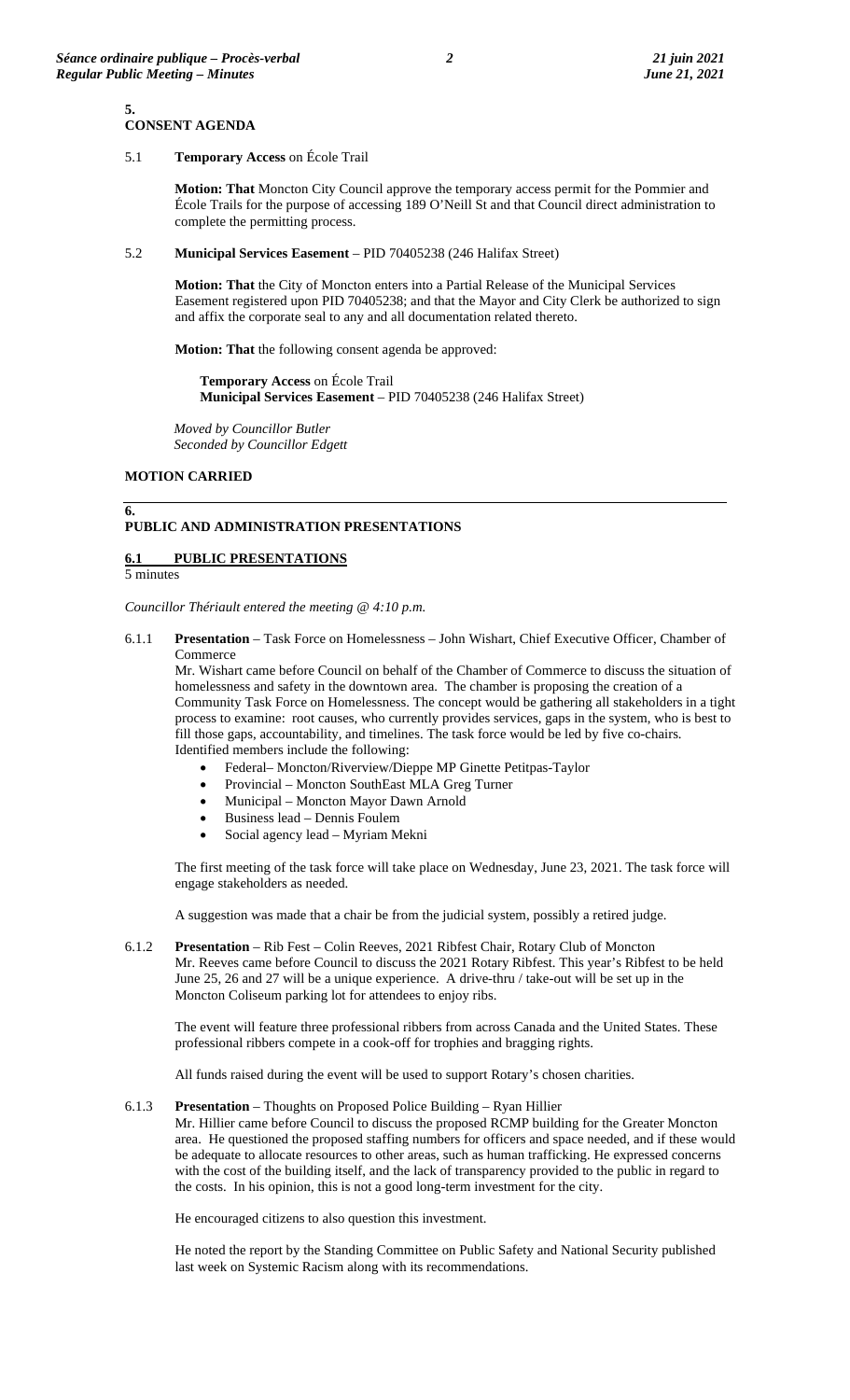## 5. CONSENT AGENDA

5.1 **Temporary Access** on École Trail

**Motion: That** Moncton City Council approve the temporary access permit for the Pommier and École Trails for the purpose of accessing 189 O'Neill St and that Council direct administration to complete the permitting process.

5.2 **Municipal Services Easement** – PID 70405238 (246 Halifax Street)

**Motion: That** the City of Moncton enters into a Partial Release of the Municipal Services Easement registered upon PID 70405238; and that the Mayor and City Clerk be authorized to sign and affix the corporate seal to any and all documentation related thereto.

**Motion: That** the following consent agenda be approved:

**Temporary Access** on École Trail
**Municipal Services Easement** – PID 70405238 (246 Halifax Street)

*Moved by Councillor Butler*
*Seconded by Councillor Edgett*

**MOTION CARRIED**

## 6. PUBLIC AND ADMINISTRATION PRESENTATIONS

### 6.1 PUBLIC PRESENTATIONS

5 minutes

*Councillor Thériault entered the meeting @ 4:10 p.m.*

6.1.1 **Presentation** – Task Force on Homelessness – John Wishart, Chief Executive Officer, Chamber of Commerce

Mr. Wishart came before Council on behalf of the Chamber of Commerce to discuss the situation of homelessness and safety in the downtown area. The chamber is proposing the creation of a Community Task Force on Homelessness. The concept would be gathering all stakeholders in a tight process to examine: root causes, who currently provides services, gaps in the system, who is best to fill those gaps, accountability, and timelines. The task force would be led by five co-chairs. Identified members include the following:

- Federal– Moncton/Riverview/Dieppe MP Ginette Petitpas-Taylor
- Provincial – Moncton SouthEast MLA Greg Turner
- Municipal – Moncton Mayor Dawn Arnold
- Business lead – Dennis Foulem
- Social agency lead – Myriam Mekni

The first meeting of the task force will take place on Wednesday, June 23, 2021. The task force will engage stakeholders as needed.

A suggestion was made that a chair be from the judicial system, possibly a retired judge.

6.1.2 **Presentation** – Rib Fest – Colin Reeves, 2021 Ribfest Chair, Rotary Club of Moncton

Mr. Reeves came before Council to discuss the 2021 Rotary Ribfest. This year's Ribfest to be held June 25, 26 and 27 will be a unique experience. A drive-thru / take-out will be set up in the Moncton Coliseum parking lot for attendees to enjoy ribs.

The event will feature three professional ribbers from across Canada and the United States. These professional ribbers compete in a cook-off for trophies and bragging rights.

All funds raised during the event will be used to support Rotary's chosen charities.

6.1.3 **Presentation** – Thoughts on Proposed Police Building – Ryan Hillier

Mr. Hillier came before Council to discuss the proposed RCMP building for the Greater Moncton area. He questioned the proposed staffing numbers for officers and space needed, and if these would be adequate to allocate resources to other areas, such as human trafficking. He expressed concerns with the cost of the building itself, and the lack of transparency provided to the public in regard to the costs. In his opinion, this is not a good long-term investment for the city.

He encouraged citizens to also question this investment.

He noted the report by the Standing Committee on Public Safety and National Security published last week on Systemic Racism along with its recommendations.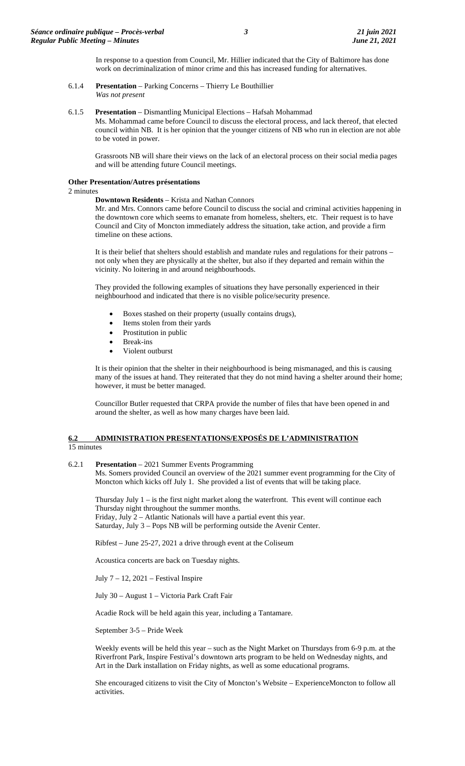In response to a question from Council, Mr. Hillier indicated that the City of Baltimore has done work on decriminalization of minor crime and this has increased funding for alternatives.

6.1.4 **Presentation** – Parking Concerns – Thierry Le Bouthillier
*Was not present*

6.1.5 **Presentation** – Dismantling Municipal Elections – Hafsah Mohammad
Ms. Mohammad came before Council to discuss the electoral process, and lack thereof, that elected council within NB. It is her opinion that the younger citizens of NB who run in election are not able to be voted in power.

Grassroots NB will share their views on the lack of an electoral process on their social media pages and will be attending future Council meetings.

**Other Presentation/Autres présentations**
2 minutes

**Downtown Residents** – Krista and Nathan Connors
Mr. and Mrs. Connors came before Council to discuss the social and criminal activities happening in the downtown core which seems to emanate from homeless, shelters, etc. Their request is to have Council and City of Moncton immediately address the situation, take action, and provide a firm timeline on these actions.

It is their belief that shelters should establish and mandate rules and regulations for their patrons – not only when they are physically at the shelter, but also if they departed and remain within the vicinity. No loitering in and around neighbourhoods.

They provided the following examples of situations they have personally experienced in their neighbourhood and indicated that there is no visible police/security presence.

- Boxes stashed on their property (usually contains drugs),
- Items stolen from their yards
- Prostitution in public
- Break-ins
- Violent outburst

It is their opinion that the shelter in their neighbourhood is being mismanaged, and this is causing many of the issues at hand. They reiterated that they do not mind having a shelter around their home; however, it must be better managed.

Councillor Butler requested that CRPA provide the number of files that have been opened in and around the shelter, as well as how many charges have been laid.

## 6.2 ADMINISTRATION PRESENTATIONS/EXPOSÉS DE L'ADMINISTRATION

15 minutes

6.2.1 **Presentation** – 2021 Summer Events Programming
Ms. Somers provided Council an overview of the 2021 summer event programming for the City of Moncton which kicks off July 1. She provided a list of events that will be taking place.

Thursday July 1 – is the first night market along the waterfront. This event will continue each Thursday night throughout the summer months.
Friday, July 2 – Atlantic Nationals will have a partial event this year.
Saturday, July 3 – Pops NB will be performing outside the Avenir Center.

Ribfest – June 25-27, 2021 a drive through event at the Coliseum

Acoustica concerts are back on Tuesday nights.

July 7 – 12, 2021 – Festival Inspire

July 30 – August 1 – Victoria Park Craft Fair

Acadie Rock will be held again this year, including a Tantamare.

September 3-5 – Pride Week

Weekly events will be held this year – such as the Night Market on Thursdays from 6-9 p.m. at the Riverfront Park, Inspire Festival's downtown arts program to be held on Wednesday nights, and Art in the Dark installation on Friday nights, as well as some educational programs.

She encouraged citizens to visit the City of Moncton's Website – ExperienceMoncton to follow all activities.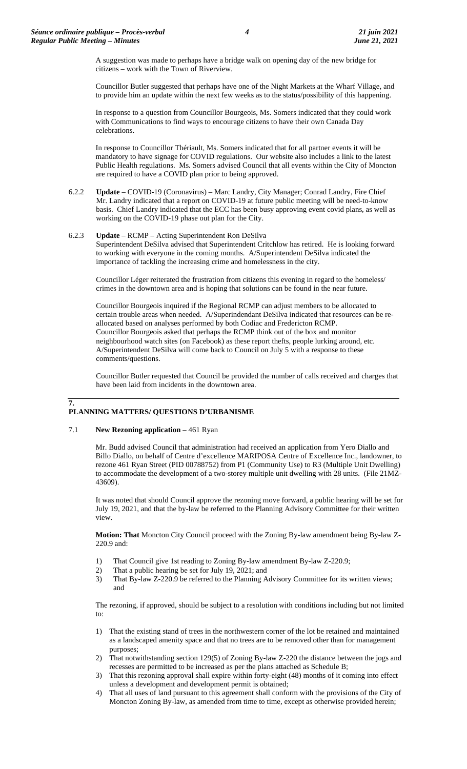A suggestion was made to perhaps have a bridge walk on opening day of the new bridge for citizens – work with the Town of Riverview.

Councillor Butler suggested that perhaps have one of the Night Markets at the Wharf Village, and to provide him an update within the next few weeks as to the status/possibility of this happening.

In response to a question from Councillor Bourgeois, Ms. Somers indicated that they could work with Communications to find ways to encourage citizens to have their own Canada Day celebrations.

In response to Councillor Thériault, Ms. Somers indicated that for all partner events it will be mandatory to have signage for COVID regulations. Our website also includes a link to the latest Public Health regulations. Ms. Somers advised Council that all events within the City of Moncton are required to have a COVID plan prior to being approved.

6.2.2 **Update** – COVID-19 (Coronavirus) – Marc Landry, City Manager; Conrad Landry, Fire Chief
Mr. Landry indicated that a report on COVID-19 at future public meeting will be need-to-know basis. Chief Landry indicated that the ECC has been busy approving event covid plans, as well as working on the COVID-19 phase out plan for the City.

6.2.3 **Update** – RCMP – Acting Superintendent Ron DeSilva
Superintendent DeSilva advised that Superintendent Critchlow has retired. He is looking forward to working with everyone in the coming months. A/Superintendent DeSilva indicated the importance of tackling the increasing crime and homelessness in the city.

Councillor Léger reiterated the frustration from citizens this evening in regard to the homeless/ crimes in the downtown area and is hoping that solutions can be found in the near future.

Councillor Bourgeois inquired if the Regional RCMP can adjust members to be allocated to certain trouble areas when needed. A/Superindendant DeSilva indicated that resources can be re-allocated based on analyses performed by both Codiac and Fredericton RCMP. Councillor Bourgeois asked that perhaps the RCMP think out of the box and monitor neighbourhood watch sites (on Facebook) as these report thefts, people lurking around, etc. A/Superintendent DeSilva will come back to Council on July 5 with a response to these comments/questions.

Councillor Butler requested that Council be provided the number of calls received and charges that have been laid from incidents in the downtown area.

## 7. PLANNING MATTERS/ QUESTIONS D'URBANISME

7.1 **New Rezoning application** – 461 Ryan

Mr. Budd advised Council that administration had received an application from Yero Diallo and Billo Diallo, on behalf of Centre d'excellence MARIPOSA Centre of Excellence Inc., landowner, to rezone 461 Ryan Street (PID 00788752) from P1 (Community Use) to R3 (Multiple Unit Dwelling) to accommodate the development of a two-storey multiple unit dwelling with 28 units. (File 21MZ-43609).

It was noted that should Council approve the rezoning move forward, a public hearing will be set for July 19, 2021, and that the by-law be referred to the Planning Advisory Committee for their written view.

**Motion: That** Moncton City Council proceed with the Zoning By-law amendment being By-law Z-220.9 and:

1) That Council give 1st reading to Zoning By-law amendment By-law Z-220.9;
2) That a public hearing be set for July 19, 2021; and
3) That By-law Z-220.9 be referred to the Planning Advisory Committee for its written views; and

The rezoning, if approved, should be subject to a resolution with conditions including but not limited to:

1) That the existing stand of trees in the northwestern corner of the lot be retained and maintained as a landscaped amenity space and that no trees are to be removed other than for management purposes;
2) That notwithstanding section 129(5) of Zoning By-law Z-220 the distance between the jogs and recesses are permitted to be increased as per the plans attached as Schedule B;
3) That this rezoning approval shall expire within forty-eight (48) months of it coming into effect unless a development and development permit is obtained;
4) That all uses of land pursuant to this agreement shall conform with the provisions of the City of Moncton Zoning By-law, as amended from time to time, except as otherwise provided herein;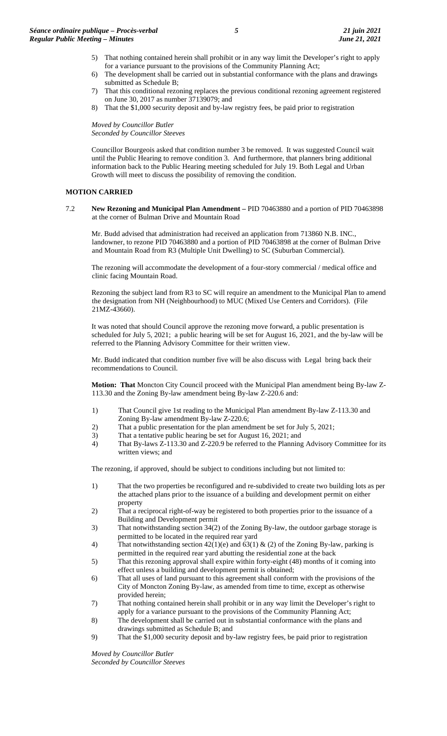5) That nothing contained herein shall prohibit or in any way limit the Developer's right to apply for a variance pursuant to the provisions of the Community Planning Act;
6) The development shall be carried out in substantial conformance with the plans and drawings submitted as Schedule B;
7) That this conditional rezoning replaces the previous conditional rezoning agreement registered on June 30, 2017 as number 37139079; and
8) That the $1,000 security deposit and by-law registry fees, be paid prior to registration

*Moved by Councillor Butler*
*Seconded by Councillor Steeves*

Councillor Bourgeois asked that condition number 3 be removed. It was suggested Council wait until the Public Hearing to remove condition 3. And furthermore, that planners bring additional information back to the Public Hearing meeting scheduled for July 19. Both Legal and Urban Growth will meet to discuss the possibility of removing the condition.

**MOTION CARRIED**

7.2 **New Rezoning and Municipal Plan Amendment –** PID 70463880 and a portion of PID 70463898 at the corner of Bulman Drive and Mountain Road

Mr. Budd advised that administration had received an application from 713860 N.B. INC., landowner, to rezone PID 70463880 and a portion of PID 70463898 at the corner of Bulman Drive and Mountain Road from R3 (Multiple Unit Dwelling) to SC (Suburban Commercial).

The rezoning will accommodate the development of a four-story commercial / medical office and clinic facing Mountain Road.

Rezoning the subject land from R3 to SC will require an amendment to the Municipal Plan to amend the designation from NH (Neighbourhood) to MUC (Mixed Use Centers and Corridors). (File 21MZ-43660).

It was noted that should Council approve the rezoning move forward, a public presentation is scheduled for July 5, 2021; a public hearing will be set for August 16, 2021, and the by-law will be referred to the Planning Advisory Committee for their written view.

Mr. Budd indicated that condition number five will be also discuss with Legal bring back their recommendations to Council.

**Motion: That** Moncton City Council proceed with the Municipal Plan amendment being By-law Z-113.30 and the Zoning By-law amendment being By-law Z-220.6 and:

1) That Council give 1st reading to the Municipal Plan amendment By-law Z-113.30 and Zoning By-law amendment By-law Z-220.6;
2) That a public presentation for the plan amendment be set for July 5, 2021;
3) That a tentative public hearing be set for August 16, 2021; and
4) That By-laws Z-113.30 and Z-220.9 be referred to the Planning Advisory Committee for its written views; and

The rezoning, if approved, should be subject to conditions including but not limited to:

1) That the two properties be reconfigured and re-subdivided to create two building lots as per the attached plans prior to the issuance of a building and development permit on either property
2) That a reciprocal right-of-way be registered to both properties prior to the issuance of a Building and Development permit
3) That notwithstanding section 34(2) of the Zoning By-law, the outdoor garbage storage is permitted to be located in the required rear yard
4) That notwithstanding section 42(1)(e) and 63(1) & (2) of the Zoning By-law, parking is permitted in the required rear yard abutting the residential zone at the back
5) That this rezoning approval shall expire within forty-eight (48) months of it coming into effect unless a building and development permit is obtained;
6) That all uses of land pursuant to this agreement shall conform with the provisions of the City of Moncton Zoning By-law, as amended from time to time, except as otherwise provided herein;
7) That nothing contained herein shall prohibit or in any way limit the Developer's right to apply for a variance pursuant to the provisions of the Community Planning Act;
8) The development shall be carried out in substantial conformance with the plans and drawings submitted as Schedule B; and
9) That the $1,000 security deposit and by-law registry fees, be paid prior to registration

*Moved by Councillor Butler*
*Seconded by Councillor Steeves*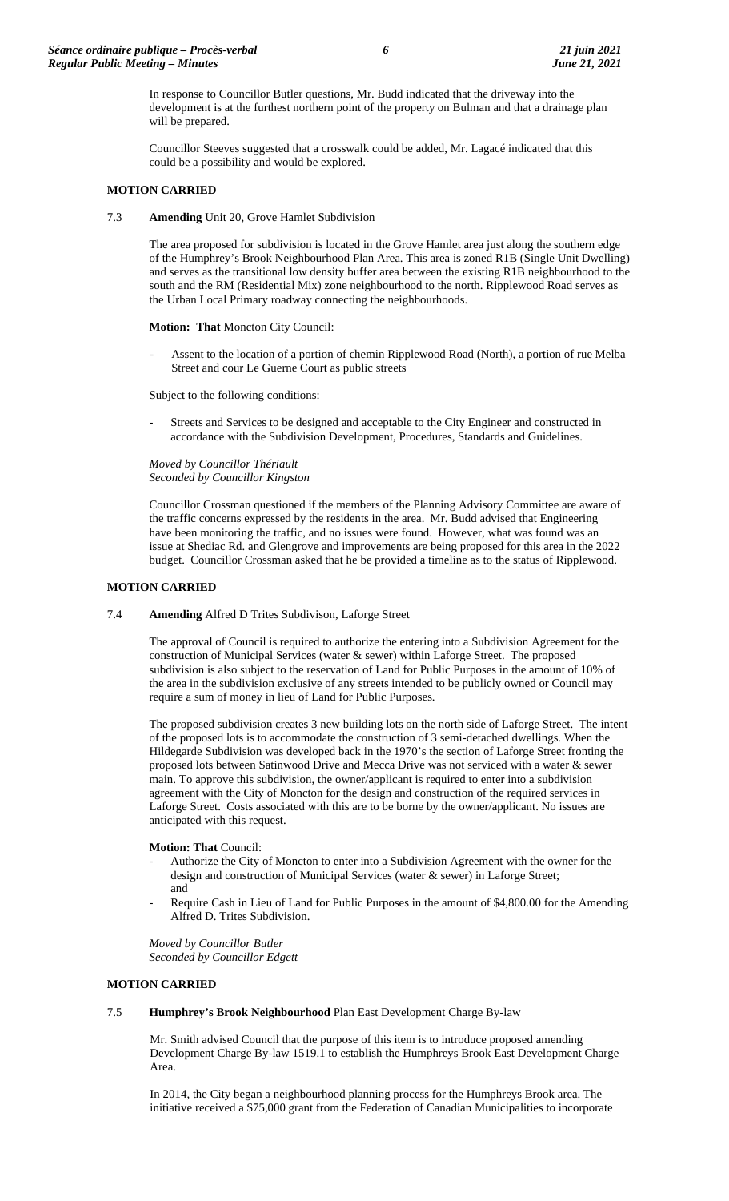In response to Councillor Butler questions, Mr. Budd indicated that the driveway into the development is at the furthest northern point of the property on Bulman and that a drainage plan will be prepared.

Councillor Steeves suggested that a crosswalk could be added, Mr. Lagacé indicated that this could be a possibility and would be explored.

**MOTION CARRIED**

7.3 **Amending** Unit 20, Grove Hamlet Subdivision

The area proposed for subdivision is located in the Grove Hamlet area just along the southern edge of the Humphrey's Brook Neighbourhood Plan Area. This area is zoned R1B (Single Unit Dwelling) and serves as the transitional low density buffer area between the existing R1B neighbourhood to the south and the RM (Residential Mix) zone neighbourhood to the north. Ripplewood Road serves as the Urban Local Primary roadway connecting the neighbourhoods.

**Motion: That** Moncton City Council:

- Assent to the location of a portion of chemin Ripplewood Road (North), a portion of rue Melba Street and cour Le Guerne Court as public streets

Subject to the following conditions:

- Streets and Services to be designed and acceptable to the City Engineer and constructed in accordance with the Subdivision Development, Procedures, Standards and Guidelines.

*Moved by Councillor Thériault*
*Seconded by Councillor Kingston*

Councillor Crossman questioned if the members of the Planning Advisory Committee are aware of the traffic concerns expressed by the residents in the area. Mr. Budd advised that Engineering have been monitoring the traffic, and no issues were found. However, what was found was an issue at Shediac Rd. and Glengrove and improvements are being proposed for this area in the 2022 budget. Councillor Crossman asked that he be provided a timeline as to the status of Ripplewood.

**MOTION CARRIED**

7.4 **Amending** Alfred D Trites Subdivison, Laforge Street

The approval of Council is required to authorize the entering into a Subdivision Agreement for the construction of Municipal Services (water & sewer) within Laforge Street. The proposed subdivision is also subject to the reservation of Land for Public Purposes in the amount of 10% of the area in the subdivision exclusive of any streets intended to be publicly owned or Council may require a sum of money in lieu of Land for Public Purposes.

The proposed subdivision creates 3 new building lots on the north side of Laforge Street. The intent of the proposed lots is to accommodate the construction of 3 semi-detached dwellings. When the Hildegarde Subdivision was developed back in the 1970's the section of Laforge Street fronting the proposed lots between Satinwood Drive and Mecca Drive was not serviced with a water & sewer main. To approve this subdivision, the owner/applicant is required to enter into a subdivision agreement with the City of Moncton for the design and construction of the required services in Laforge Street. Costs associated with this are to be borne by the owner/applicant. No issues are anticipated with this request.

**Motion: That** Council:

- Authorize the City of Moncton to enter into a Subdivision Agreement with the owner for the design and construction of Municipal Services (water & sewer) in Laforge Street; and
- Require Cash in Lieu of Land for Public Purposes in the amount of $4,800.00 for the Amending Alfred D. Trites Subdivision.

*Moved by Councillor Butler*
*Seconded by Councillor Edgett*

**MOTION CARRIED**

7.5 **Humphrey's Brook Neighbourhood** Plan East Development Charge By-law

Mr. Smith advised Council that the purpose of this item is to introduce proposed amending Development Charge By-law 1519.1 to establish the Humphreys Brook East Development Charge Area.

In 2014, the City began a neighbourhood planning process for the Humphreys Brook area. The initiative received a $75,000 grant from the Federation of Canadian Municipalities to incorporate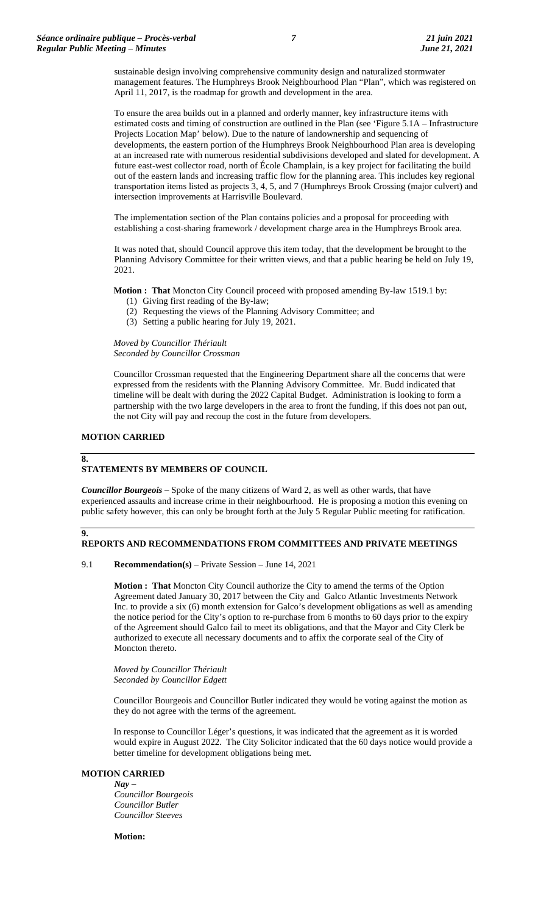sustainable design involving comprehensive community design and naturalized stormwater management features. The Humphreys Brook Neighbourhood Plan "Plan", which was registered on April 11, 2017, is the roadmap for growth and development in the area.

To ensure the area builds out in a planned and orderly manner, key infrastructure items with estimated costs and timing of construction are outlined in the Plan (see 'Figure 5.1A – Infrastructure Projects Location Map' below). Due to the nature of landownership and sequencing of developments, the eastern portion of the Humphreys Brook Neighbourhood Plan area is developing at an increased rate with numerous residential subdivisions developed and slated for development. A future east-west collector road, north of École Champlain, is a key project for facilitating the build out of the eastern lands and increasing traffic flow for the planning area. This includes key regional transportation items listed as projects 3, 4, 5, and 7 (Humphreys Brook Crossing (major culvert) and intersection improvements at Harrisville Boulevard.

The implementation section of the Plan contains policies and a proposal for proceeding with establishing a cost-sharing framework / development charge area in the Humphreys Brook area.

It was noted that, should Council approve this item today, that the development be brought to the Planning Advisory Committee for their written views, and that a public hearing be held on July 19, 2021.

**Motion : That** Moncton City Council proceed with proposed amending By-law 1519.1 by:

(1) Giving first reading of the By-law;
(2) Requesting the views of the Planning Advisory Committee; and
(3) Setting a public hearing for July 19, 2021.

*Moved by Councillor Thériault*
*Seconded by Councillor Crossman*

Councillor Crossman requested that the Engineering Department share all the concerns that were expressed from the residents with the Planning Advisory Committee. Mr. Budd indicated that timeline will be dealt with during the 2022 Capital Budget. Administration is looking to form a partnership with the two large developers in the area to front the funding, if this does not pan out, the not City will pay and recoup the cost in the future from developers.

**MOTION CARRIED**

## 8. STATEMENTS BY MEMBERS OF COUNCIL

***Councillor Bourgeois*** – Spoke of the many citizens of Ward 2, as well as other wards, that have experienced assaults and increase crime in their neighbourhood. He is proposing a motion this evening on public safety however, this can only be brought forth at the July 5 Regular Public meeting for ratification.

## 9. REPORTS AND RECOMMENDATIONS FROM COMMITTEES AND PRIVATE MEETINGS

9.1 **Recommendation(s)** – Private Session – June 14, 2021

**Motion : That** Moncton City Council authorize the City to amend the terms of the Option Agreement dated January 30, 2017 between the City and Galco Atlantic Investments Network Inc. to provide a six (6) month extension for Galco's development obligations as well as amending the notice period for the City's option to re-purchase from 6 months to 60 days prior to the expiry of the Agreement should Galco fail to meet its obligations, and that the Mayor and City Clerk be authorized to execute all necessary documents and to affix the corporate seal of the City of Moncton thereto.

*Moved by Councillor Thériault*
*Seconded by Councillor Edgett*

Councillor Bourgeois and Councillor Butler indicated they would be voting against the motion as they do not agree with the terms of the agreement.

In response to Councillor Léger's questions, it was indicated that the agreement as it is worded would expire in August 2022. The City Solicitor indicated that the 60 days notice would provide a better timeline for development obligations being met.

**MOTION CARRIED**

*Nay –*
*Councillor Bourgeois*
*Councillor Butler*
*Councillor Steeves*

**Motion:**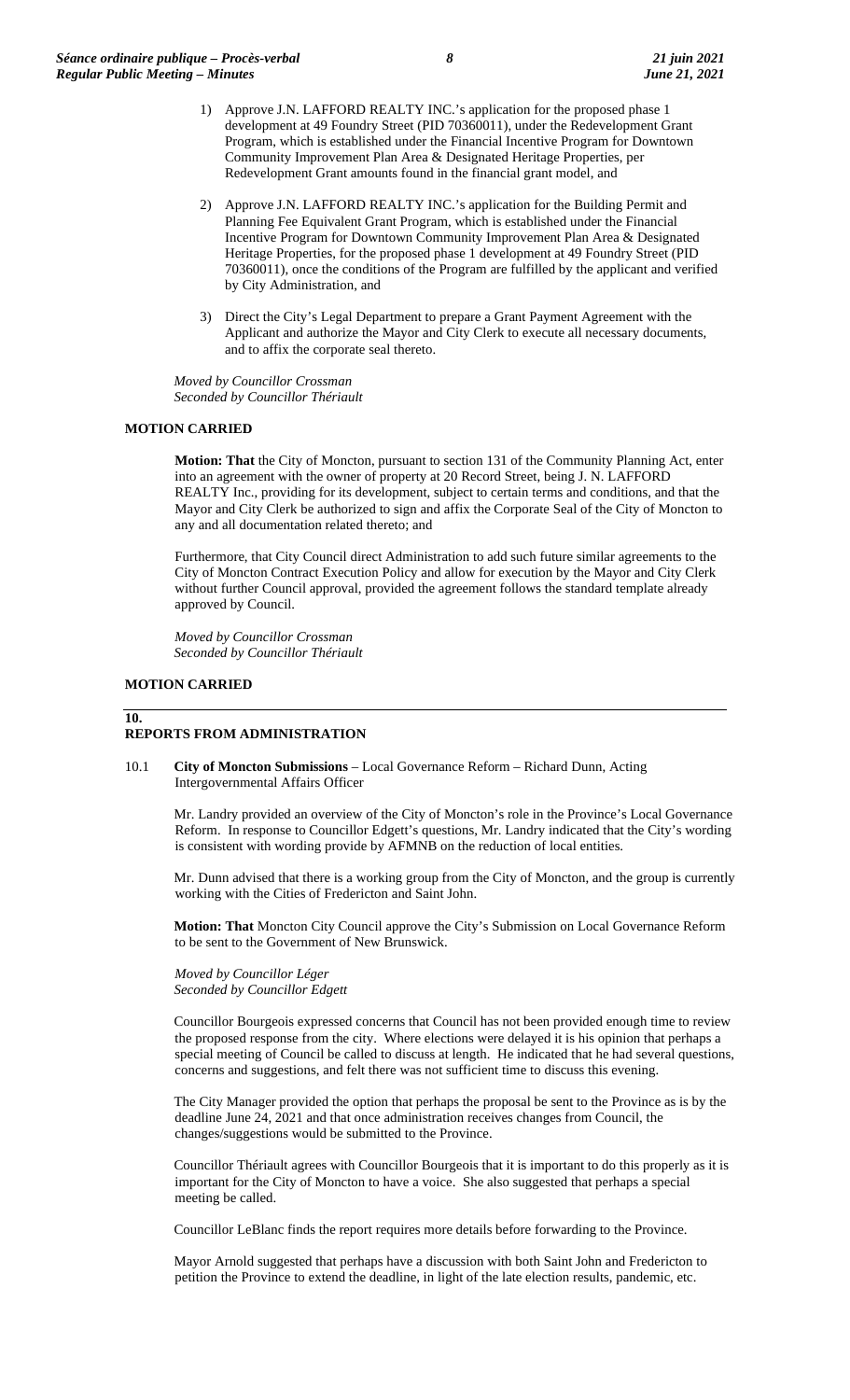1) Approve J.N. LAFFORD REALTY INC.'s application for the proposed phase 1 development at 49 Foundry Street (PID 70360011), under the Redevelopment Grant Program, which is established under the Financial Incentive Program for Downtown Community Improvement Plan Area & Designated Heritage Properties, per Redevelopment Grant amounts found in the financial grant model, and

2) Approve J.N. LAFFORD REALTY INC.'s application for the Building Permit and Planning Fee Equivalent Grant Program, which is established under the Financial Incentive Program for Downtown Community Improvement Plan Area & Designated Heritage Properties, for the proposed phase 1 development at 49 Foundry Street (PID 70360011), once the conditions of the Program are fulfilled by the applicant and verified by City Administration, and

3) Direct the City's Legal Department to prepare a Grant Payment Agreement with the Applicant and authorize the Mayor and City Clerk to execute all necessary documents, and to affix the corporate seal thereto.

*Moved by Councillor Crossman*
*Seconded by Councillor Thériault*

**MOTION CARRIED**

**Motion: That** the City of Moncton, pursuant to section 131 of the Community Planning Act, enter into an agreement with the owner of property at 20 Record Street, being J. N. LAFFORD REALTY Inc., providing for its development, subject to certain terms and conditions, and that the Mayor and City Clerk be authorized to sign and affix the Corporate Seal of the City of Moncton to any and all documentation related thereto; and

Furthermore, that City Council direct Administration to add such future similar agreements to the City of Moncton Contract Execution Policy and allow for execution by the Mayor and City Clerk without further Council approval, provided the agreement follows the standard template already approved by Council.

*Moved by Councillor Crossman*
*Seconded by Councillor Thériault*

**MOTION CARRIED**

## 10. REPORTS FROM ADMINISTRATION

10.1 **City of Moncton Submissions** – Local Governance Reform – Richard Dunn, Acting Intergovernmental Affairs Officer

Mr. Landry provided an overview of the City of Moncton's role in the Province's Local Governance Reform. In response to Councillor Edgett's questions, Mr. Landry indicated that the City's wording is consistent with wording provide by AFMNB on the reduction of local entities.

Mr. Dunn advised that there is a working group from the City of Moncton, and the group is currently working with the Cities of Fredericton and Saint John.

**Motion: That** Moncton City Council approve the City's Submission on Local Governance Reform to be sent to the Government of New Brunswick.

*Moved by Councillor Léger*
*Seconded by Councillor Edgett*

Councillor Bourgeois expressed concerns that Council has not been provided enough time to review the proposed response from the city. Where elections were delayed it is his opinion that perhaps a special meeting of Council be called to discuss at length. He indicated that he had several questions, concerns and suggestions, and felt there was not sufficient time to discuss this evening.

The City Manager provided the option that perhaps the proposal be sent to the Province as is by the deadline June 24, 2021 and that once administration receives changes from Council, the changes/suggestions would be submitted to the Province.

Councillor Thériault agrees with Councillor Bourgeois that it is important to do this properly as it is important for the City of Moncton to have a voice. She also suggested that perhaps a special meeting be called.

Councillor LeBlanc finds the report requires more details before forwarding to the Province.

Mayor Arnold suggested that perhaps have a discussion with both Saint John and Fredericton to petition the Province to extend the deadline, in light of the late election results, pandemic, etc.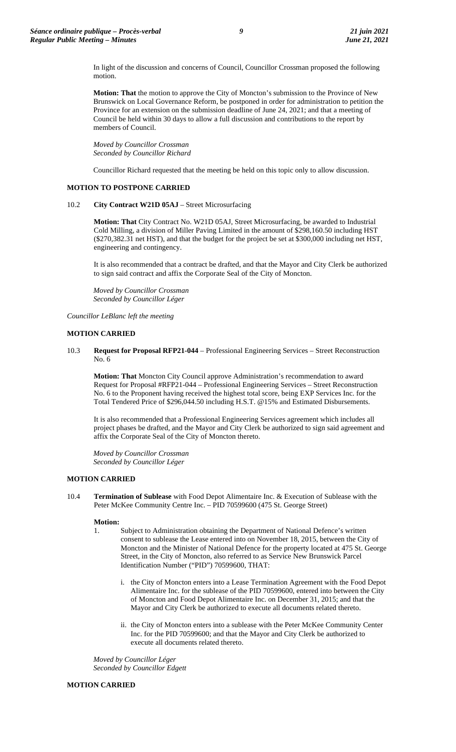In light of the discussion and concerns of Council, Councillor Crossman proposed the following motion.

**Motion: That** the motion to approve the City of Moncton's submission to the Province of New Brunswick on Local Governance Reform, be postponed in order for administration to petition the Province for an extension on the submission deadline of June 24, 2021; and that a meeting of Council be held within 30 days to allow a full discussion and contributions to the report by members of Council.

*Moved by Councillor Crossman*
*Seconded by Councillor Richard*

Councillor Richard requested that the meeting be held on this topic only to allow discussion.

**MOTION TO POSTPONE CARRIED**

10.2 **City Contract W21D 05AJ** – Street Microsurfacing

**Motion: That** City Contract No. W21D 05AJ, Street Microsurfacing, be awarded to Industrial Cold Milling, a division of Miller Paving Limited in the amount of $298,160.50 including HST ($270,382.31 net HST), and that the budget for the project be set at $300,000 including net HST, engineering and contingency.

It is also recommended that a contract be drafted, and that the Mayor and City Clerk be authorized to sign said contract and affix the Corporate Seal of the City of Moncton.

*Moved by Councillor Crossman*
*Seconded by Councillor Léger*

*Councillor LeBlanc left the meeting*

**MOTION CARRIED**

10.3 **Request for Proposal RFP21-044** – Professional Engineering Services – Street Reconstruction No. 6

**Motion: That** Moncton City Council approve Administration's recommendation to award Request for Proposal #RFP21-044 – Professional Engineering Services – Street Reconstruction No. 6 to the Proponent having received the highest total score, being EXP Services Inc. for the Total Tendered Price of $296,044.50 including H.S.T. @15% and Estimated Disbursements.

It is also recommended that a Professional Engineering Services agreement which includes all project phases be drafted, and the Mayor and City Clerk be authorized to sign said agreement and affix the Corporate Seal of the City of Moncton thereto.

*Moved by Councillor Crossman*
*Seconded by Councillor Léger*

**MOTION CARRIED**

10.4 **Termination of Sublease** with Food Depot Alimentaire Inc. & Execution of Sublease with the Peter McKee Community Centre Inc. – PID 70599600 (475 St. George Street)

**Motion:**

1. Subject to Administration obtaining the Department of National Defence's written consent to sublease the Lease entered into on November 18, 2015, between the City of Moncton and the Minister of National Defence for the property located at 475 St. George Street, in the City of Moncton, also referred to as Service New Brunswick Parcel Identification Number ("PID") 70599600, THAT:

   i. the City of Moncton enters into a Lease Termination Agreement with the Food Depot Alimentaire Inc. for the sublease of the PID 70599600, entered into between the City of Moncton and Food Depot Alimentaire Inc. on December 31, 2015; and that the Mayor and City Clerk be authorized to execute all documents related thereto.

   ii. the City of Moncton enters into a sublease with the Peter McKee Community Center Inc. for the PID 70599600; and that the Mayor and City Clerk be authorized to execute all documents related thereto.

*Moved by Councillor Léger*
*Seconded by Councillor Edgett*

**MOTION CARRIED**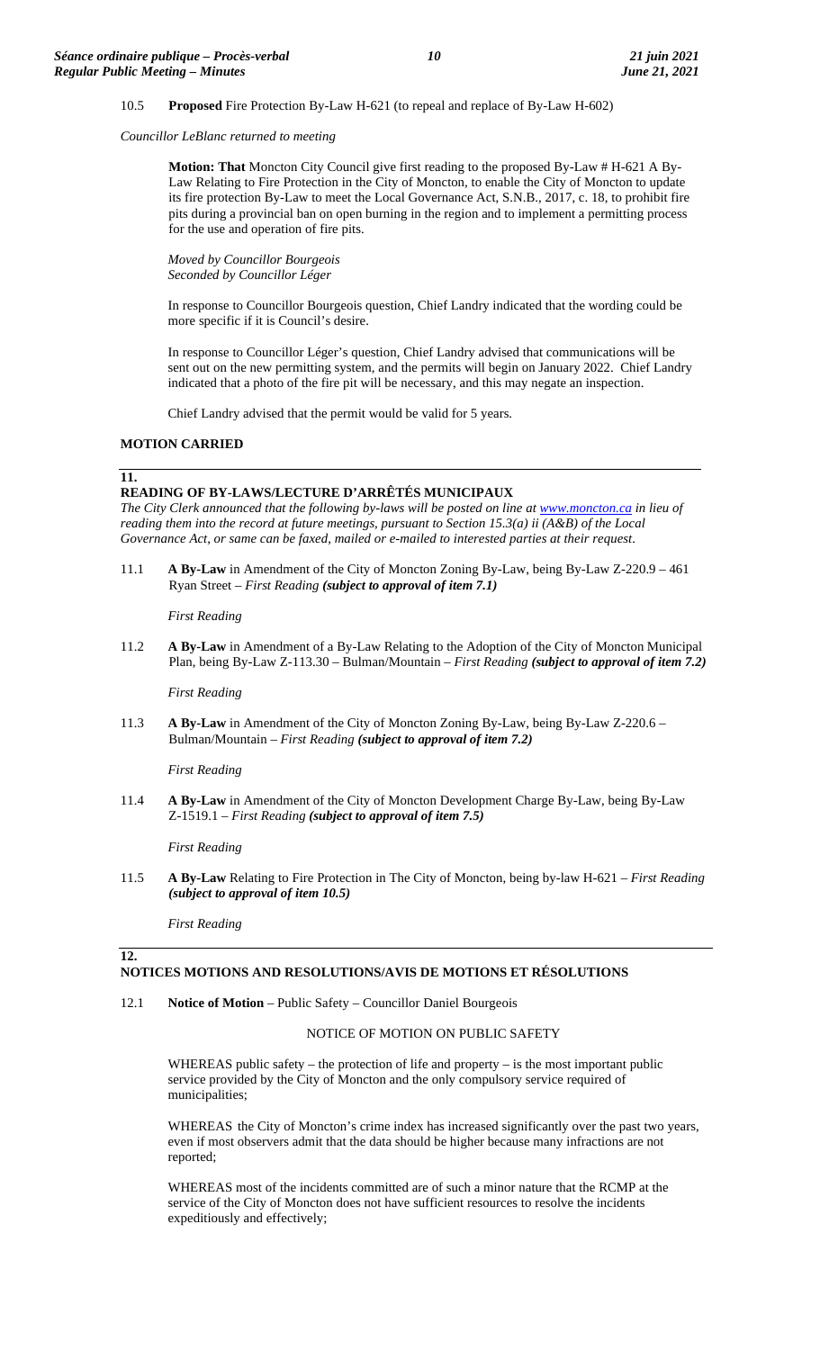10.5 **Proposed** Fire Protection By-Law H-621 (to repeal and replace of By-Law H-602)

*Councillor LeBlanc returned to meeting*

> **Motion: That** Moncton City Council give first reading to the proposed By-Law # H-621 A By-Law Relating to Fire Protection in the City of Moncton, to enable the City of Moncton to update its fire protection By-Law to meet the Local Governance Act, S.N.B., 2017, c. 18, to prohibit fire pits during a provincial ban on open burning in the region and to implement a permitting process for the use and operation of fire pits.
>
> *Moved by Councillor Bourgeois*
> *Seconded by Councillor Léger*
>
> In response to Councillor Bourgeois question, Chief Landry indicated that the wording could be more specific if it is Council's desire.
>
> In response to Councillor Léger's question, Chief Landry advised that communications will be sent out on the new permitting system, and the permits will begin on January 2022. Chief Landry indicated that a photo of the fire pit will be necessary, and this may negate an inspection.
>
> Chief Landry advised that the permit would be valid for 5 years.

**MOTION CARRIED**

## 11. READING OF BY-LAWS/LECTURE D'ARRÊTÉS MUNICIPAUX

*The City Clerk announced that the following by-laws will be posted on line at www.moncton.ca in lieu of reading them into the record at future meetings, pursuant to Section 15.3(a) ii (A&B) of the Local Governance Act, or same can be faxed, mailed or e-mailed to interested parties at their request.*

11.1 **A By-Law** in Amendment of the City of Moncton Zoning By-Law, being By-Law Z-220.9 – 461 Ryan Street – *First Reading* ***(subject to approval of item 7.1)***

> *First Reading*

11.2 **A By-Law** in Amendment of a By-Law Relating to the Adoption of the City of Moncton Municipal Plan, being By-Law Z-113.30 – Bulman/Mountain – *First Reading* ***(subject to approval of item 7.2)***

> *First Reading*

11.3 **A By-Law** in Amendment of the City of Moncton Zoning By-Law, being By-Law Z-220.6 – Bulman/Mountain – *First Reading* ***(subject to approval of item 7.2)***

> *First Reading*

11.4 **A By-Law** in Amendment of the City of Moncton Development Charge By-Law, being By-Law Z-1519.1 – *First Reading* ***(subject to approval of item 7.5)***

> *First Reading*

11.5 **A By-Law** Relating to Fire Protection in The City of Moncton, being by-law H-621 – *First Reading* ***(subject to approval of item 10.5)***

> *First Reading*

## 12. NOTICES MOTIONS AND RESOLUTIONS/AVIS DE MOTIONS ET RÉSOLUTIONS

12.1 **Notice of Motion** – Public Safety – Councillor Daniel Bourgeois

NOTICE OF MOTION ON PUBLIC SAFETY

> WHEREAS public safety – the protection of life and property – is the most important public service provided by the City of Moncton and the only compulsory service required of municipalities;
>
> WHEREAS the City of Moncton's crime index has increased significantly over the past two years, even if most observers admit that the data should be higher because many infractions are not reported;
>
> WHEREAS most of the incidents committed are of such a minor nature that the RCMP at the service of the City of Moncton does not have sufficient resources to resolve the incidents expeditiously and effectively;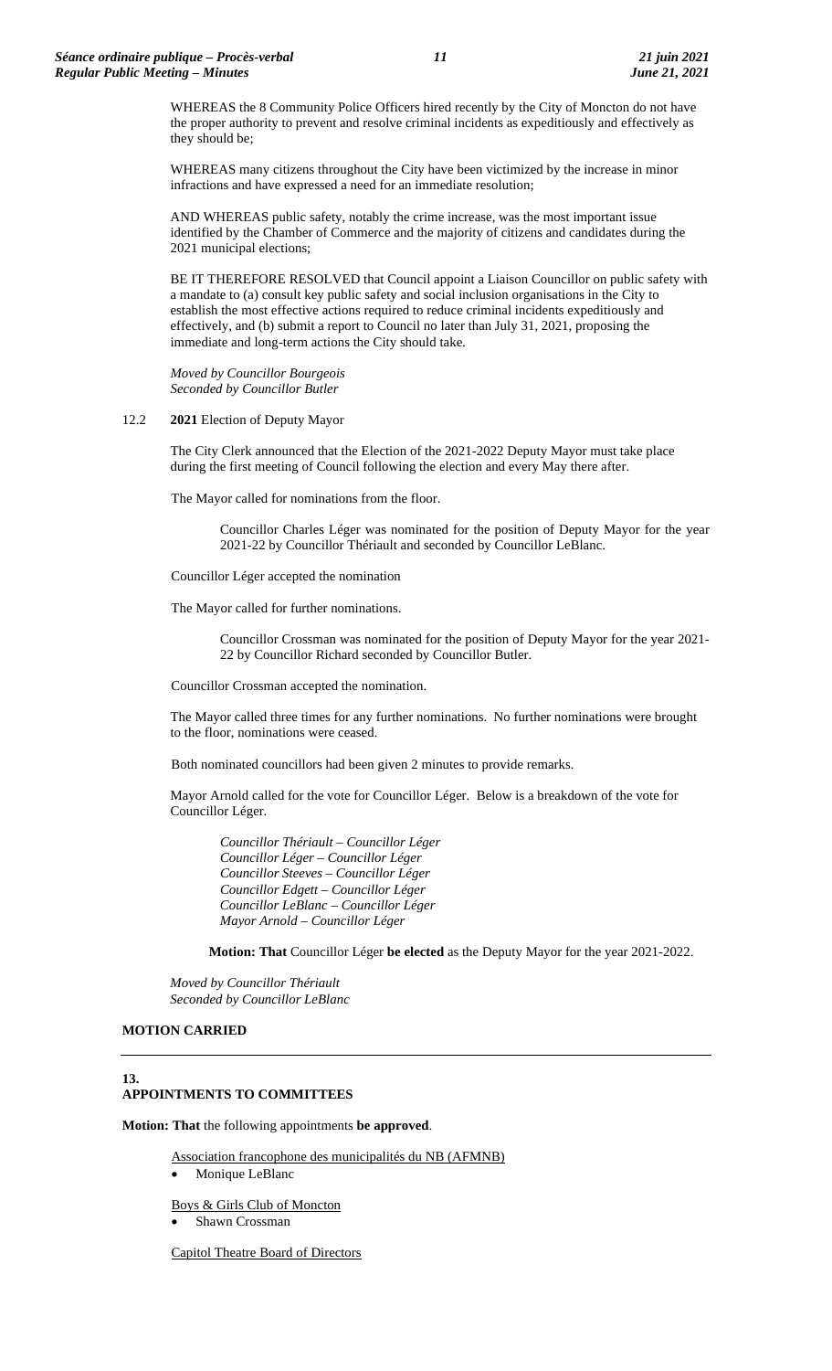WHEREAS the 8 Community Police Officers hired recently by the City of Moncton do not have the proper authority to prevent and resolve criminal incidents as expeditiously and effectively as they should be;

WHEREAS many citizens throughout the City have been victimized by the increase in minor infractions and have expressed a need for an immediate resolution;

AND WHEREAS public safety, notably the crime increase, was the most important issue identified by the Chamber of Commerce and the majority of citizens and candidates during the 2021 municipal elections;

BE IT THEREFORE RESOLVED that Council appoint a Liaison Councillor on public safety with a mandate to (a) consult key public safety and social inclusion organisations in the City to establish the most effective actions required to reduce criminal incidents expeditiously and effectively, and (b) submit a report to Council no later than July 31, 2021, proposing the immediate and long-term actions the City should take.

*Moved by Councillor Bourgeois*
*Seconded by Councillor Butler*

12.2 **2021** Election of Deputy Mayor

The City Clerk announced that the Election of the 2021-2022 Deputy Mayor must take place during the first meeting of Council following the election and every May there after.

The Mayor called for nominations from the floor.

> Councillor Charles Léger was nominated for the position of Deputy Mayor for the year 2021-22 by Councillor Thériault and seconded by Councillor LeBlanc.

Councillor Léger accepted the nomination

The Mayor called for further nominations.

> Councillor Crossman was nominated for the position of Deputy Mayor for the year 2021-22 by Councillor Richard seconded by Councillor Butler.

Councillor Crossman accepted the nomination.

The Mayor called three times for any further nominations. No further nominations were brought to the floor, nominations were ceased.

Both nominated councillors had been given 2 minutes to provide remarks.

Mayor Arnold called for the vote for Councillor Léger. Below is a breakdown of the vote for Councillor Léger.

*Councillor Thériault – Councillor Léger*
*Councillor Léger – Councillor Léger*
*Councillor Steeves – Councillor Léger*
*Councillor Edgett – Councillor Léger*
*Councillor LeBlanc – Councillor Léger*
*Mayor Arnold – Councillor Léger*

**Motion: That** Councillor Léger **be elected** as the Deputy Mayor for the year 2021-2022.

*Moved by Councillor Thériault*
*Seconded by Councillor LeBlanc*

**MOTION CARRIED**

---

## 13. APPOINTMENTS TO COMMITTEES

**Motion: That** the following appointments **be approved**.

Association francophone des municipalités du NB (AFMNB)
- Monique LeBlanc

Boys & Girls Club of Moncton
- Shawn Crossman

Capitol Theatre Board of Directors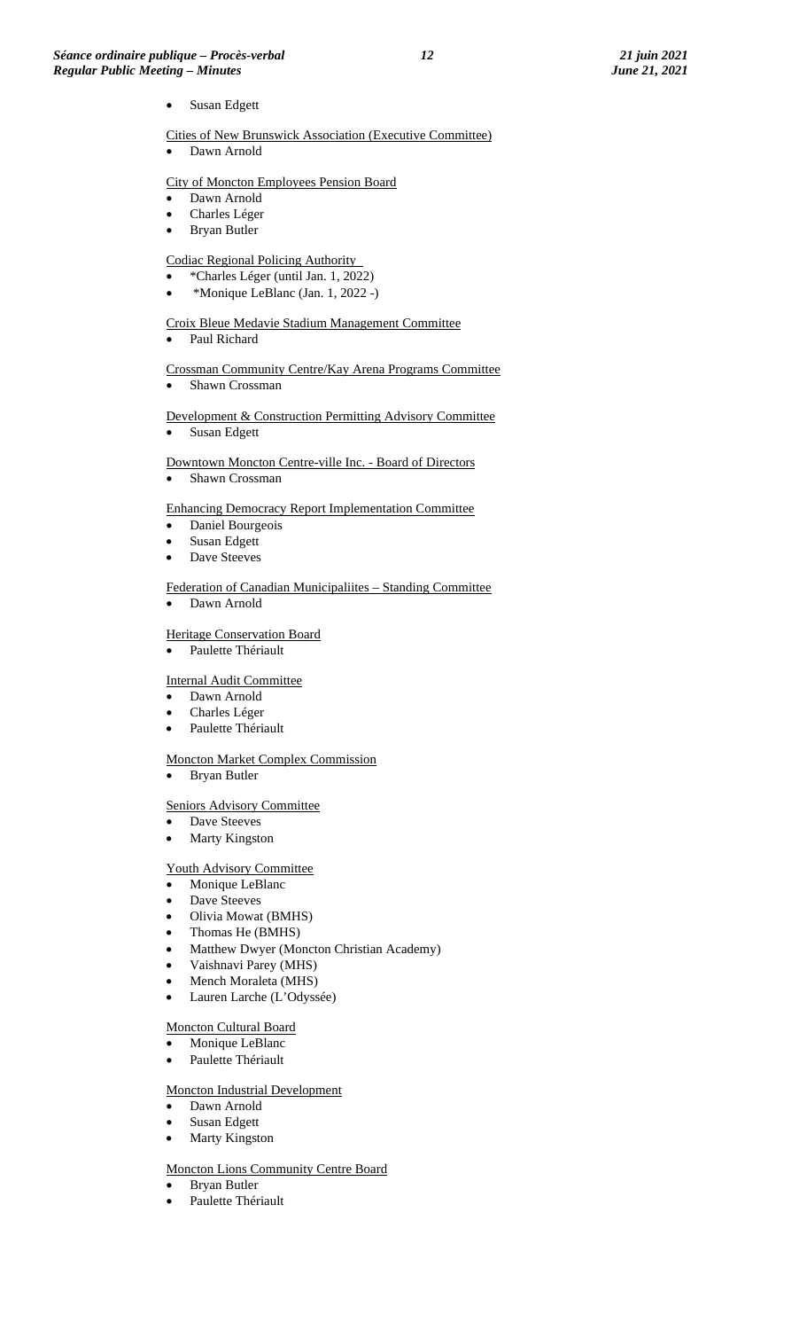- Susan Edgett

Cities of New Brunswick Association (Executive Committee)

- Dawn Arnold

City of Moncton Employees Pension Board

- Dawn Arnold
- Charles Léger
- Bryan Butler

Codiac Regional Policing Authority

- *Charles Léger (until Jan. 1, 2022)
- *Monique LeBlanc (Jan. 1, 2022 -)

Croix Bleue Medavie Stadium Management Committee

- Paul Richard

Crossman Community Centre/Kay Arena Programs Committee

- Shawn Crossman

Development & Construction Permitting Advisory Committee

- Susan Edgett

Downtown Moncton Centre-ville Inc. - Board of Directors

- Shawn Crossman

Enhancing Democracy Report Implementation Committee

- Daniel Bourgeois
- Susan Edgett
- Dave Steeves

Federation of Canadian Municipaliites – Standing Committee

- Dawn Arnold

Heritage Conservation Board

- Paulette Thériault

Internal Audit Committee

- Dawn Arnold
- Charles Léger
- Paulette Thériault

Moncton Market Complex Commission

- Bryan Butler

Seniors Advisory Committee

- Dave Steeves
- Marty Kingston

Youth Advisory Committee

- Monique LeBlanc
- Dave Steeves
- Olivia Mowat (BMHS)
- Thomas He (BMHS)
- Matthew Dwyer (Moncton Christian Academy)
- Vaishnavi Parey (MHS)
- Mench Moraleta (MHS)
- Lauren Larche (L'Odyssée)

Moncton Cultural Board

- Monique LeBlanc
- Paulette Thériault

Moncton Industrial Development

- Dawn Arnold
- Susan Edgett
- Marty Kingston

Moncton Lions Community Centre Board

- Bryan Butler
- Paulette Thériault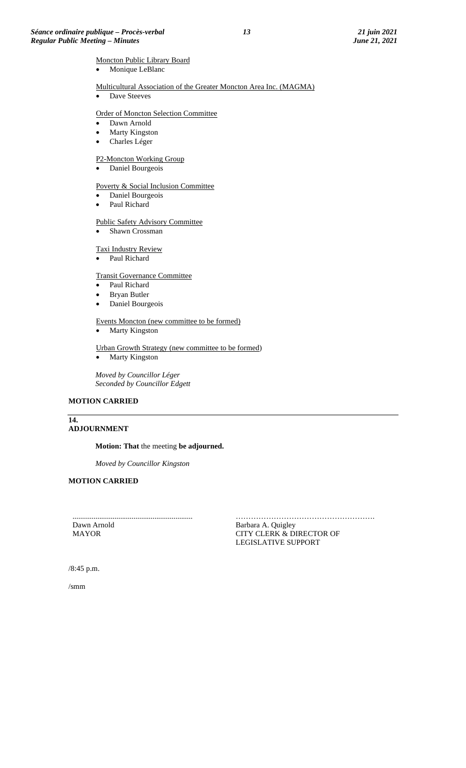Moncton Public Library Board

- Monique LeBlanc

Multicultural Association of the Greater Moncton Area Inc. (MAGMA)

- Dave Steeves

Order of Moncton Selection Committee

- Dawn Arnold
- Marty Kingston
- Charles Léger

P2-Moncton Working Group

- Daniel Bourgeois

Poverty & Social Inclusion Committee

- Daniel Bourgeois
- Paul Richard

Public Safety Advisory Committee

- Shawn Crossman

Taxi Industry Review

- Paul Richard

Transit Governance Committee

- Paul Richard
- Bryan Butler
- Daniel Bourgeois

Events Moncton (new committee to be formed)

- Marty Kingston

Urban Growth Strategy (new committee to be formed)

- Marty Kingston

*Moved by Councillor Léger*
*Seconded by Councillor Edgett*

**MOTION CARRIED**

## 14. ADJOURNMENT

**Motion: That** the meeting **be adjourned.**

*Moved by Councillor Kingston*

**MOTION CARRIED**

.............................................................
Dawn Arnold
MAYOR

……………………………………………….
Barbara A. Quigley
CITY CLERK & DIRECTOR OF LEGISLATIVE SUPPORT

/8:45 p.m.

/smm